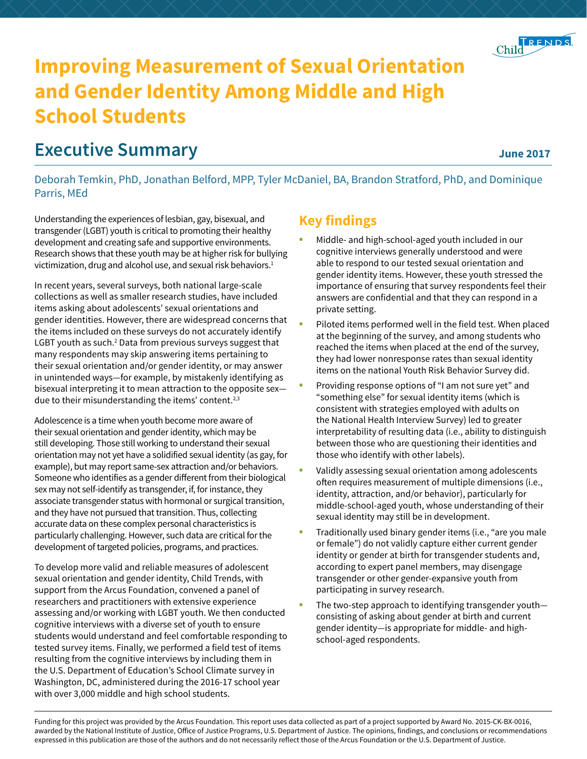# Improving Measurement of Sexual Orientation and Gender Identity Among Middle and High School Students

## Executive Summary

**June 2017**

Deborah Temkin, PhD, Jonathan Belford, MPP, Tyler McDaniel, BA, Brandon Stratford, PhD, and Dominique Parris, MEd

Understanding the experiences of lesbian, gay, bisexual, and transgender (LGBT) youth is critical to promoting their healthy development and creating safe and supportive environments. Research shows that these youth may be at higher risk for bullying victimization, drug and alcohol use, and sexual risk behaviors.[1]

In recent years, several surveys, both national large-scale collections as well as smaller research studies, have included items asking about adolescents' sexual orientations and gender identities. However, there are widespread concerns that the items included on these surveys do not accurately identify LGBT youth as such.[2] Data from previous surveys suggest that many respondents may skip answering items pertaining to their sexual orientation and/or gender identity, or may answer in unintended ways—for example, by mistakenly identifying as bisexual interpreting it to mean attraction to the opposite sex—due to their misunderstanding the items' content.[2,3]

Adolescence is a time when youth become more aware of their sexual orientation and gender identity, which may be still developing. Those still working to understand their sexual orientation may not yet have a solidified sexual identity (as gay, for example), but may report same-sex attraction and/or behaviors. Someone who identifies as a gender different from their biological sex may not self-identify as transgender, if, for instance, they associate transgender status with hormonal or surgical transition, and they have not pursued that transition. Thus, collecting accurate data on these complex personal characteristics is particularly challenging. However, such data are critical for the development of targeted policies, programs, and practices.

To develop more valid and reliable measures of adolescent sexual orientation and gender identity, Child Trends, with support from the Arcus Foundation, convened a panel of researchers and practitioners with extensive experience assessing and/or working with LGBT youth. We then conducted cognitive interviews with a diverse set of youth to ensure students would understand and feel comfortable responding to tested survey items. Finally, we performed a field test of items resulting from the cognitive interviews by including them in the U.S. Department of Education's School Climate survey in Washington, DC, administered during the 2016-17 school year with over 3,000 middle and high school students.

## Key findings

- Middle- and high-school-aged youth included in our cognitive interviews generally understood and were able to respond to our tested sexual orientation and gender identity items. However, these youth stressed the importance of ensuring that survey respondents feel their answers are confidential and that they can respond in a private setting.
- Piloted items performed well in the field test. When placed at the beginning of the survey, and among students who reached the items when placed at the end of the survey, they had lower nonresponse rates than sexual identity items on the national Youth Risk Behavior Survey did.
- Providing response options of "I am not sure yet" and "something else" for sexual identity items (which is consistent with strategies employed with adults on the National Health Interview Survey) led to greater interpretability of resulting data (i.e., ability to distinguish between those who are questioning their identities and those who identify with other labels).
- Validly assessing sexual orientation among adolescents often requires measurement of multiple dimensions (i.e., identity, attraction, and/or behavior), particularly for middle-school-aged youth, whose understanding of their sexual identity may still be in development.
- Traditionally used binary gender items (i.e., "are you male or female") do not validly capture either current gender identity or gender at birth for transgender students and, according to expert panel members, may disengage transgender or other gender-expansive youth from participating in survey research.
- The two-step approach to identifying transgender youth—consisting of asking about gender at birth and current gender identity—is appropriate for middle- and high-school-aged respondents.

---

Funding for this project was provided by the Arcus Foundation. This report uses data collected as part of a project supported by Award No. 2015-CK-BX-0016, awarded by the National Institute of Justice, Office of Justice Programs, U.S. Department of Justice. The opinions, findings, and conclusions or recommendations expressed in this publication are those of the authors and do not necessarily reflect those of the Arcus Foundation or the U.S. Department of Justice.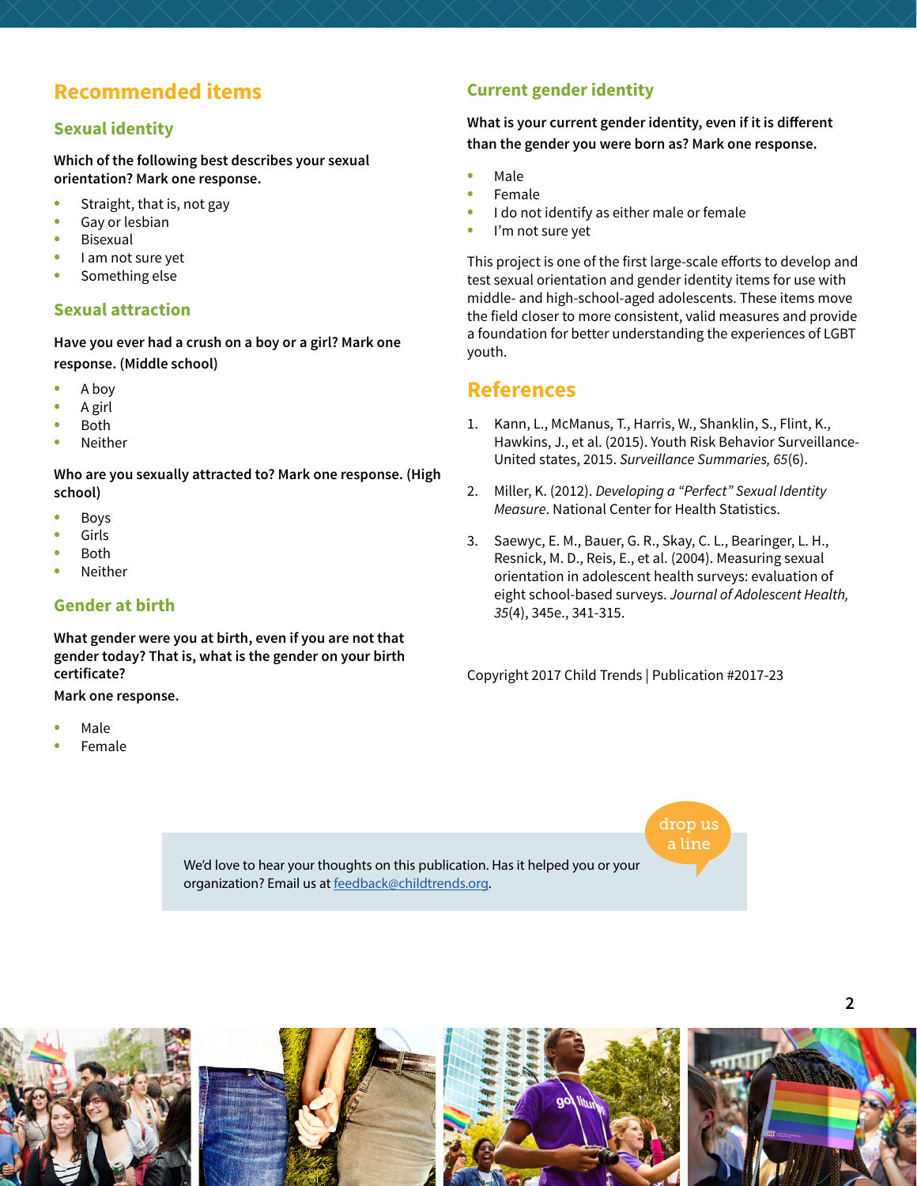## Recommended items

### Sexual identity

**Which of the following best describes your sexual orientation? Mark one response.**

- Straight, that is, not gay
- Gay or lesbian
- Bisexual
- I am not sure yet
- Something else

### Sexual attraction

**Have you ever had a crush on a boy or a girl? Mark one response. (Middle school)**

- A boy
- A girl
- Both
- Neither

**Who are you sexually attracted to? Mark one response. (High school)**

- Boys
- Girls
- Both
- Neither

### Gender at birth

**What gender were you at birth, even if you are not that gender today? That is, what is the gender on your birth certificate?**

**Mark one response.**

- Male
- Female

### Current gender identity

**What is your current gender identity, even if it is different than the gender you were born as? Mark one response.**

- Male
- Female
- I do not identify as either male or female
- I'm not sure yet

This project is one of the first large-scale efforts to develop and test sexual orientation and gender identity items for use with middle- and high-school-aged adolescents. These items move the field closer to more consistent, valid measures and provide a foundation for better understanding the experiences of LGBT youth.

## References

1. Kann, L., McManus, T., Harris, W., Shanklin, S., Flint, K., Hawkins, J., et al. (2015). Youth Risk Behavior Surveillance-United states, 2015. *Surveillance Summaries, 65*(6).

2. Miller, K. (2012). *Developing a "Perfect" Sexual Identity Measure*. National Center for Health Statistics.

3. Saewyc, E. M., Bauer, G. R., Skay, C. L., Bearinger, L. H., Resnick, M. D., Reis, E., et al. (2004). Measuring sexual orientation in adolescent health surveys: evaluation of eight school-based surveys. *Journal of Adolescent Health, 35*(4), 345e., 341-315.

Copyright 2017 Child Trends | Publication #2017-23

drop us a line

We'd love to hear your thoughts on this publication. Has it helped you or your organization? Email us at feedback@childtrends.org.